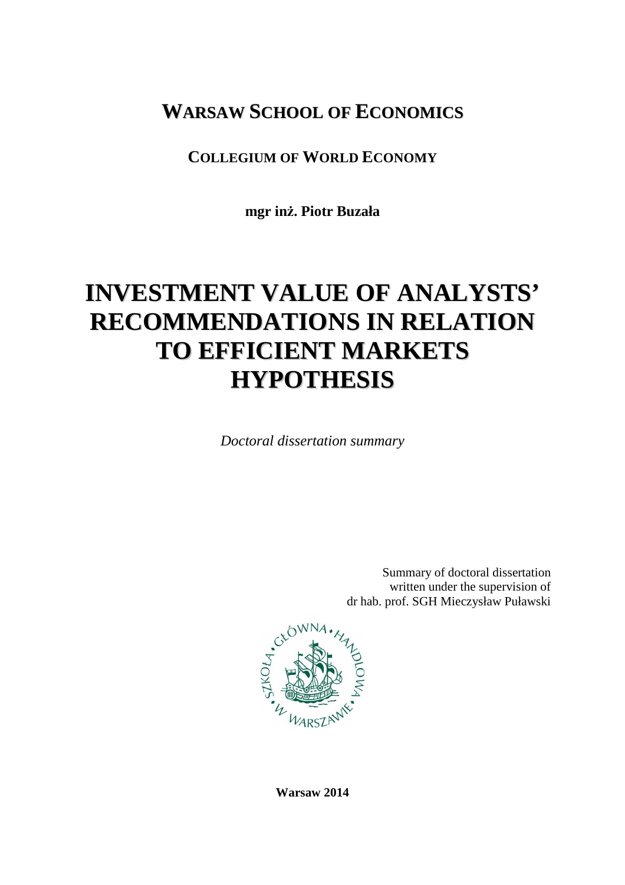# WARSAW SCHOOL OF ECONOMICS

## COLLEGIUM OF WORLD ECONOMY

**mgr inż. Piotr Buzała**

# INVESTMENT VALUE OF ANALYSTS' RECOMMENDATIONS IN RELATION TO EFFICIENT MARKETS HYPOTHESIS

*Doctoral dissertation summary*

Summary of doctoral dissertation
written under the supervision of
dr hab. prof. SGH Mieczysław Puławski

**Warsaw 2014**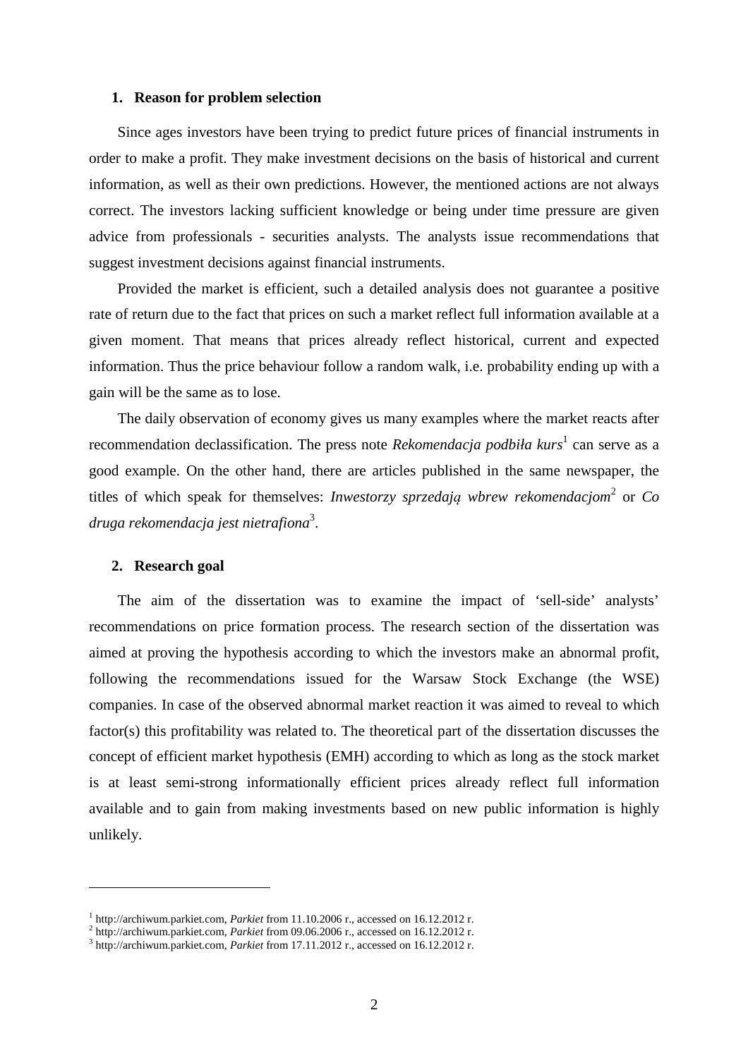## 1. Reason for problem selection

Since ages investors have been trying to predict future prices of financial instruments in order to make a profit. They make investment decisions on the basis of historical and current information, as well as their own predictions. However, the mentioned actions are not always correct. The investors lacking sufficient knowledge or being under time pressure are given advice from professionals - securities analysts. The analysts issue recommendations that suggest investment decisions against financial instruments.

Provided the market is efficient, such a detailed analysis does not guarantee a positive rate of return due to the fact that prices on such a market reflect full information available at a given moment. That means that prices already reflect historical, current and expected information. Thus the price behaviour follow a random walk, i.e. probability ending up with a gain will be the same as to lose.

The daily observation of economy gives us many examples where the market reacts after recommendation declassification. The press note *Rekomendacja podbiła kurs*[1] can serve as a good example. On the other hand, there are articles published in the same newspaper, the titles of which speak for themselves: *Inwestorzy sprzedają wbrew rekomendacjom*[2] or *Co druga rekomendacja jest nietrafiona*[3].

## 2. Research goal

The aim of the dissertation was to examine the impact of 'sell-side' analysts' recommendations on price formation process. The research section of the dissertation was aimed at proving the hypothesis according to which the investors make an abnormal profit, following the recommendations issued for the Warsaw Stock Exchange (the WSE) companies. In case of the observed abnormal market reaction it was aimed to reveal to which factor(s) this profitability was related to. The theoretical part of the dissertation discusses the concept of efficient market hypothesis (EMH) according to which as long as the stock market is at least semi-strong informationally efficient prices already reflect full information available and to gain from making investments based on new public information is highly unlikely.

---

[1] http://archiwum.parkiet.com, *Parkiet* from 11.10.2006 r., accessed on 16.12.2012 r.

[2] http://archiwum.parkiet.com, *Parkiet* from 09.06.2006 r., accessed on 16.12.2012 r.

[3] http://archiwum.parkiet.com, *Parkiet* from 17.11.2012 r., accessed on 16.12.2012 r.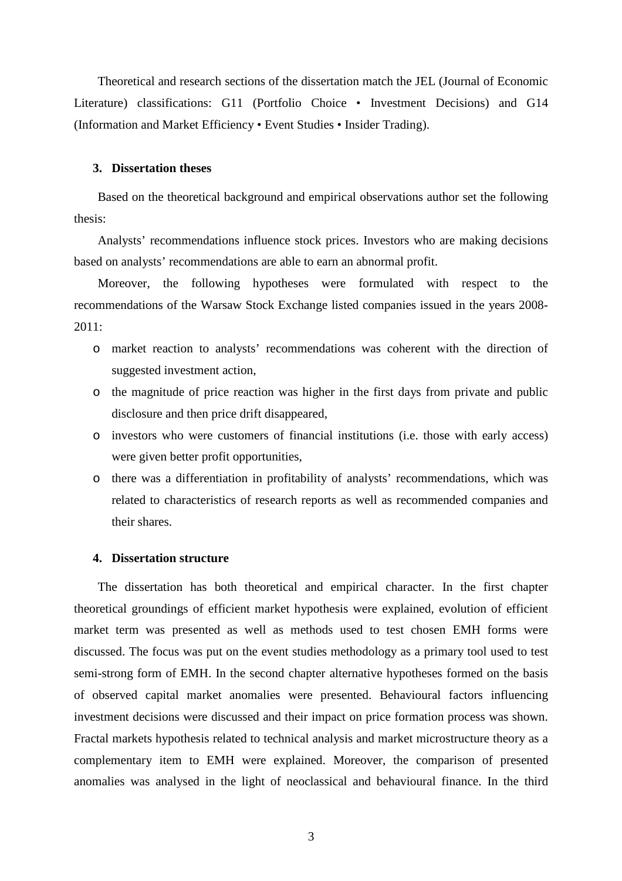Theoretical and research sections of the dissertation match the JEL (Journal of Economic Literature) classifications: G11 (Portfolio Choice • Investment Decisions) and G14 (Information and Market Efficiency • Event Studies • Insider Trading).

### 3. Dissertation theses

Based on the theoretical background and empirical observations author set the following thesis:

Analysts' recommendations influence stock prices. Investors who are making decisions based on analysts' recommendations are able to earn an abnormal profit.

Moreover, the following hypotheses were formulated with respect to the recommendations of the Warsaw Stock Exchange listed companies issued in the years 2008-2011:

- market reaction to analysts' recommendations was coherent with the direction of suggested investment action,
- the magnitude of price reaction was higher in the first days from private and public disclosure and then price drift disappeared,
- investors who were customers of financial institutions (i.e. those with early access) were given better profit opportunities,
- there was a differentiation in profitability of analysts' recommendations, which was related to characteristics of research reports as well as recommended companies and their shares.

### 4. Dissertation structure

The dissertation has both theoretical and empirical character. In the first chapter theoretical groundings of efficient market hypothesis were explained, evolution of efficient market term was presented as well as methods used to test chosen EMH forms were discussed. The focus was put on the event studies methodology as a primary tool used to test semi-strong form of EMH. In the second chapter alternative hypotheses formed on the basis of observed capital market anomalies were presented. Behavioural factors influencing investment decisions were discussed and their impact on price formation process was shown. Fractal markets hypothesis related to technical analysis and market microstructure theory as a complementary item to EMH were explained. Moreover, the comparison of presented anomalies was analysed in the light of neoclassical and behavioural finance. In the third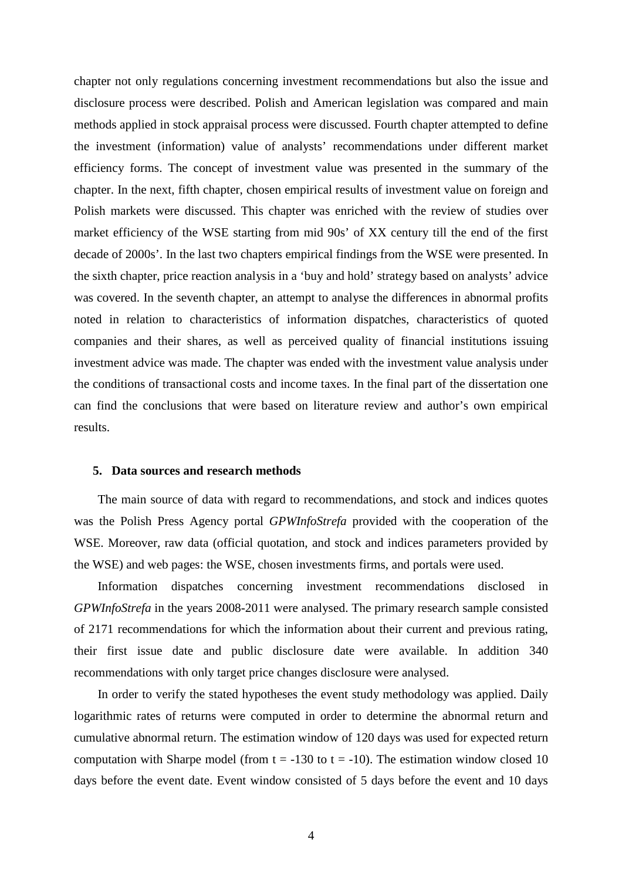chapter not only regulations concerning investment recommendations but also the issue and disclosure process were described. Polish and American legislation was compared and main methods applied in stock appraisal process were discussed. Fourth chapter attempted to define the investment (information) value of analysts' recommendations under different market efficiency forms. The concept of investment value was presented in the summary of the chapter. In the next, fifth chapter, chosen empirical results of investment value on foreign and Polish markets were discussed. This chapter was enriched with the review of studies over market efficiency of the WSE starting from mid 90s' of XX century till the end of the first decade of 2000s'. In the last two chapters empirical findings from the WSE were presented. In the sixth chapter, price reaction analysis in a 'buy and hold' strategy based on analysts' advice was covered. In the seventh chapter, an attempt to analyse the differences in abnormal profits noted in relation to characteristics of information dispatches, characteristics of quoted companies and their shares, as well as perceived quality of financial institutions issuing investment advice was made. The chapter was ended with the investment value analysis under the conditions of transactional costs and income taxes. In the final part of the dissertation one can find the conclusions that were based on literature review and author's own empirical results.

## 5. Data sources and research methods

The main source of data with regard to recommendations, and stock and indices quotes was the Polish Press Agency portal *GPWInfoStrefa* provided with the cooperation of the WSE. Moreover, raw data (official quotation, and stock and indices parameters provided by the WSE) and web pages: the WSE, chosen investments firms, and portals were used.

Information dispatches concerning investment recommendations disclosed in *GPWInfoStrefa* in the years 2008-2011 were analysed. The primary research sample consisted of 2171 recommendations for which the information about their current and previous rating, their first issue date and public disclosure date were available. In addition 340 recommendations with only target price changes disclosure were analysed.

In order to verify the stated hypotheses the event study methodology was applied. Daily logarithmic rates of returns were computed in order to determine the abnormal return and cumulative abnormal return. The estimation window of 120 days was used for expected return computation with Sharpe model (from $t = -130$ to $t = -10$). The estimation window closed 10 days before the event date. Event window consisted of 5 days before the event and 10 days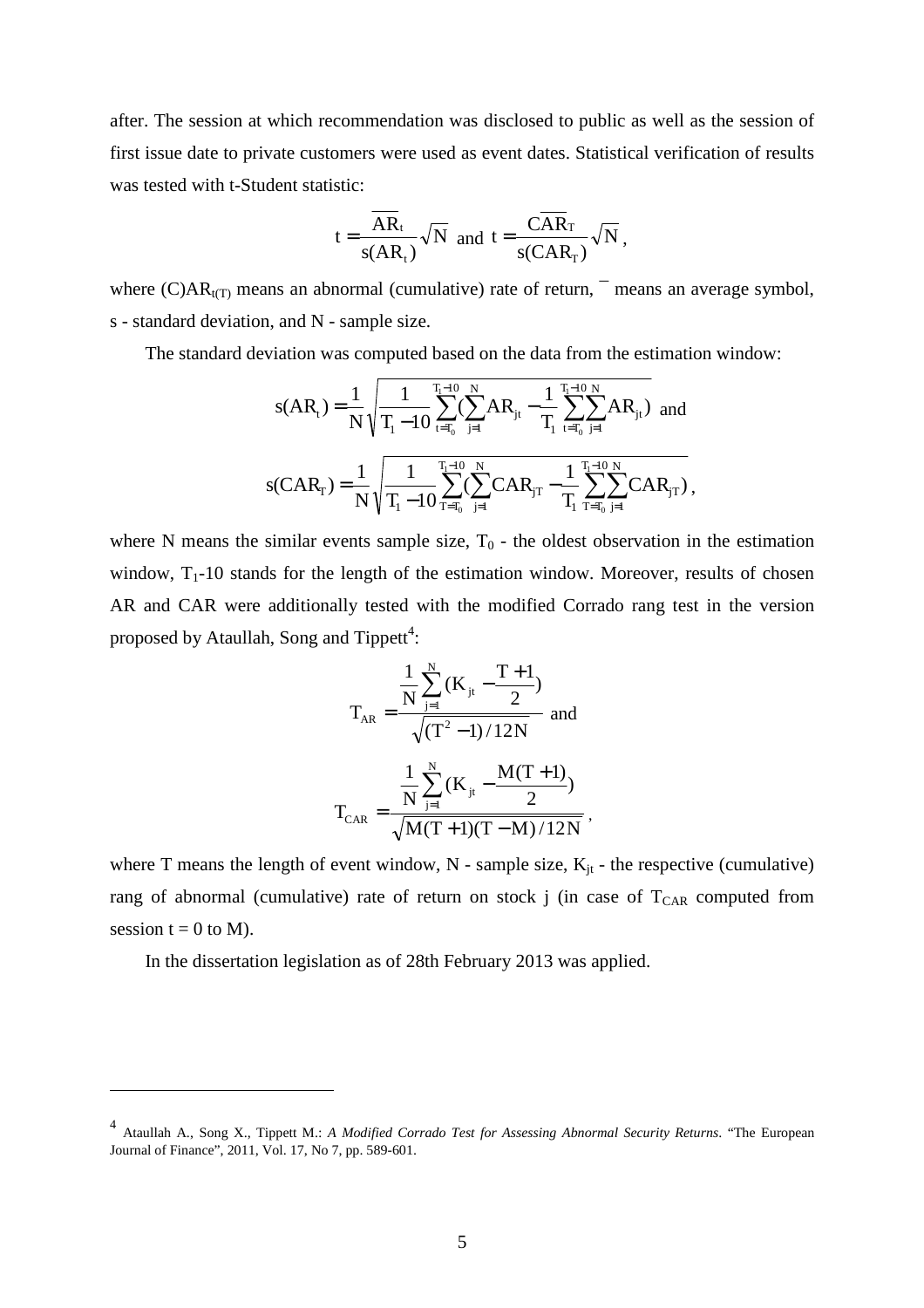after. The session at which recommendation was disclosed to public as well as the session of first issue date to private customers were used as event dates. Statistical verification of results was tested with t-Student statistic:

$$t = \frac{\overline{AR}_t}{s(AR_t)}\sqrt{N} \text{ and } t = \frac{\overline{CAR}_T}{s(CAR_T)}\sqrt{N},$$

where $(C)AR_{t(T)}$ means an abnormal (cumulative) rate of return, $^{-}$ means an average symbol, s - standard deviation, and N - sample size.

The standard deviation was computed based on the data from the estimation window:

$$s(AR_t) = \frac{1}{N}\sqrt{\frac{1}{T_1 - 10}\sum_{t=T_0}^{T_1-10}\left(\sum_{j=1}^{N} AR_{jt} - \frac{1}{T_1}\sum_{t=T_0}^{T_1-10}\sum_{j=1}^{N} AR_{jt}\right)} \text{ and}$$

$$s(CAR_T) = \frac{1}{N}\sqrt{\frac{1}{T_1 - 10}\sum_{T=T_0}^{T_1-10}\left(\sum_{j=1}^{N} CAR_{jT} - \frac{1}{T_1}\sum_{T=T_0}^{T_1-10}\sum_{j=1}^{N} CAR_{jT}\right)},$$

where N means the similar events sample size, $T_0$ - the oldest observation in the estimation window, $T_1$-10 stands for the length of the estimation window. Moreover, results of chosen AR and CAR were additionally tested with the modified Corrado rang test in the version proposed by Ataullah, Song and Tippett[4]:

$$T_{AR} = \frac{\frac{1}{N}\sum_{j=1}^{N}\left(K_{jt} - \frac{T+1}{2}\right)}{\sqrt{(T^2 - 1)/12N}} \text{ and}$$

$$T_{CAR} = \frac{\frac{1}{N}\sum_{j=1}^{N}\left(K_{jt} - \frac{M(T+1)}{2}\right)}{\sqrt{M(T+1)(T-M)/12N}},$$

where T means the length of event window, N - sample size, $K_{jt}$ - the respective (cumulative) rang of abnormal (cumulative) rate of return on stock j (in case of $T_{CAR}$ computed from session t = 0 to M).

In the dissertation legislation as of 28th February 2013 was applied.

---

[4] Ataullah A., Song X., Tippett M.: *A Modified Corrado Test for Assessing Abnormal Security Returns*. "The European Journal of Finance", 2011, Vol. 17, No 7, pp. 589-601.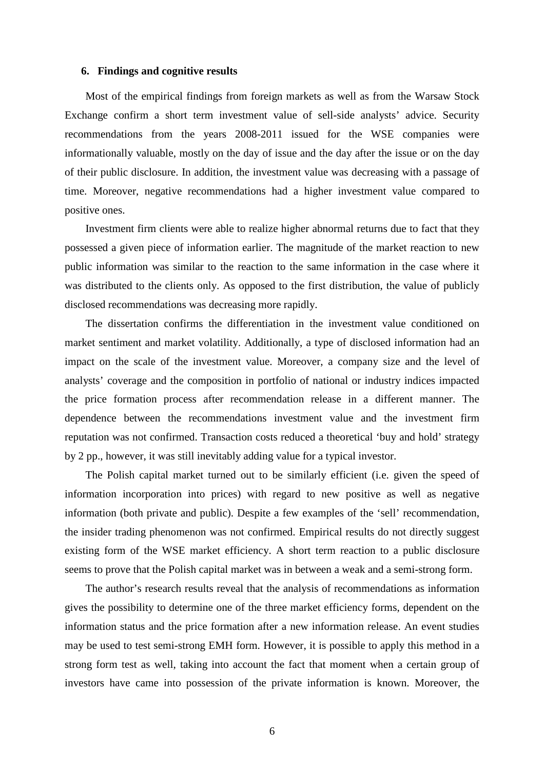## 6. Findings and cognitive results

Most of the empirical findings from foreign markets as well as from the Warsaw Stock Exchange confirm a short term investment value of sell-side analysts' advice. Security recommendations from the years 2008-2011 issued for the WSE companies were informationally valuable, mostly on the day of issue and the day after the issue or on the day of their public disclosure. In addition, the investment value was decreasing with a passage of time. Moreover, negative recommendations had a higher investment value compared to positive ones.

Investment firm clients were able to realize higher abnormal returns due to fact that they possessed a given piece of information earlier. The magnitude of the market reaction to new public information was similar to the reaction to the same information in the case where it was distributed to the clients only. As opposed to the first distribution, the value of publicly disclosed recommendations was decreasing more rapidly.

The dissertation confirms the differentiation in the investment value conditioned on market sentiment and market volatility. Additionally, a type of disclosed information had an impact on the scale of the investment value. Moreover, a company size and the level of analysts' coverage and the composition in portfolio of national or industry indices impacted the price formation process after recommendation release in a different manner. The dependence between the recommendations investment value and the investment firm reputation was not confirmed. Transaction costs reduced a theoretical 'buy and hold' strategy by 2 pp., however, it was still inevitably adding value for a typical investor.

The Polish capital market turned out to be similarly efficient (i.e. given the speed of information incorporation into prices) with regard to new positive as well as negative information (both private and public). Despite a few examples of the 'sell' recommendation, the insider trading phenomenon was not confirmed. Empirical results do not directly suggest existing form of the WSE market efficiency. A short term reaction to a public disclosure seems to prove that the Polish capital market was in between a weak and a semi-strong form.

The author's research results reveal that the analysis of recommendations as information gives the possibility to determine one of the three market efficiency forms, dependent on the information status and the price formation after a new information release. An event studies may be used to test semi-strong EMH form. However, it is possible to apply this method in a strong form test as well, taking into account the fact that moment when a certain group of investors have came into possession of the private information is known. Moreover, the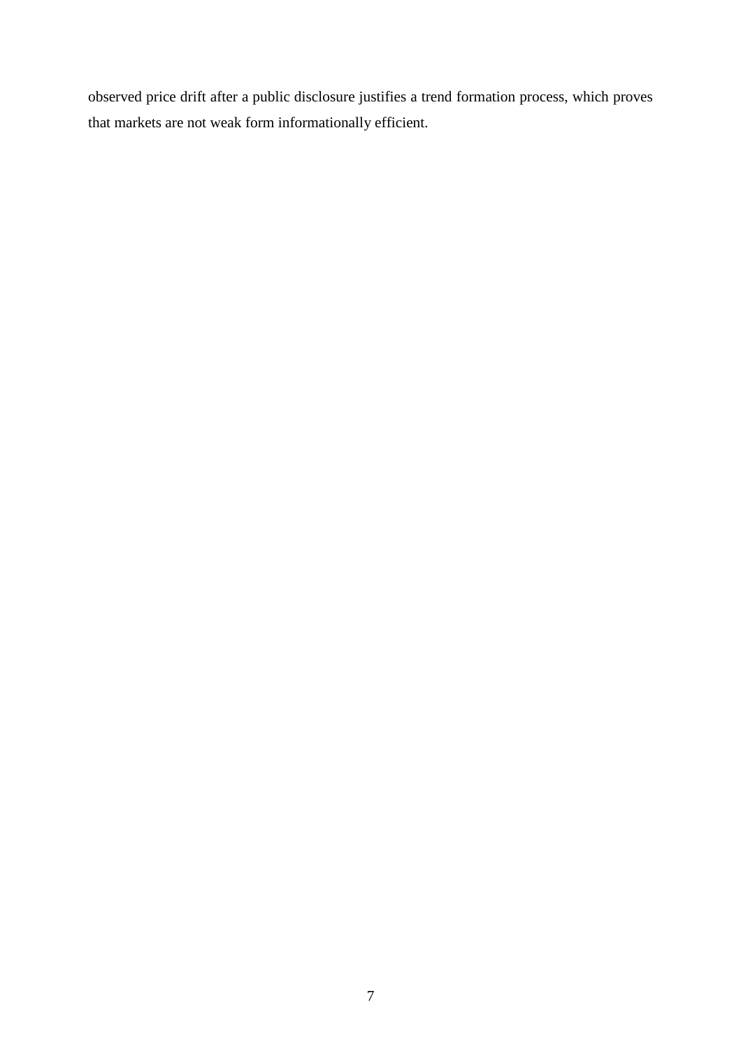observed price drift after a public disclosure justifies a trend formation process, which proves that markets are not weak form informationally efficient.